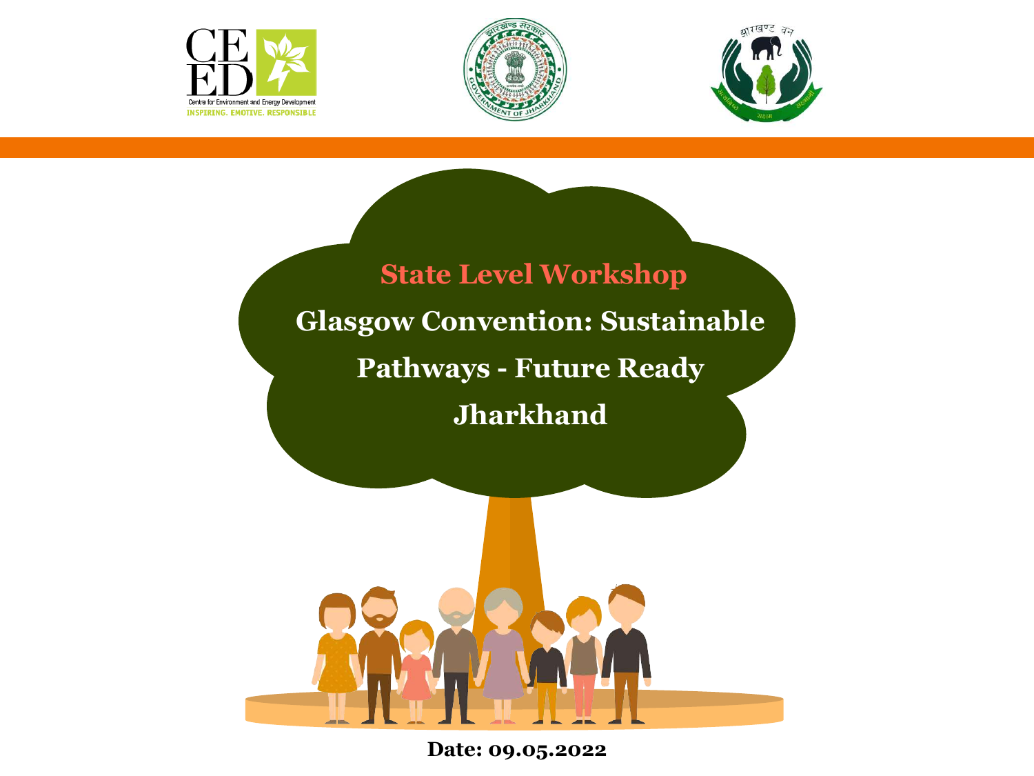# State Level Workshop

## Glasgow Convention: Sustainable Pathways - Future Ready Jharkhand

**Date: 09.05.2022**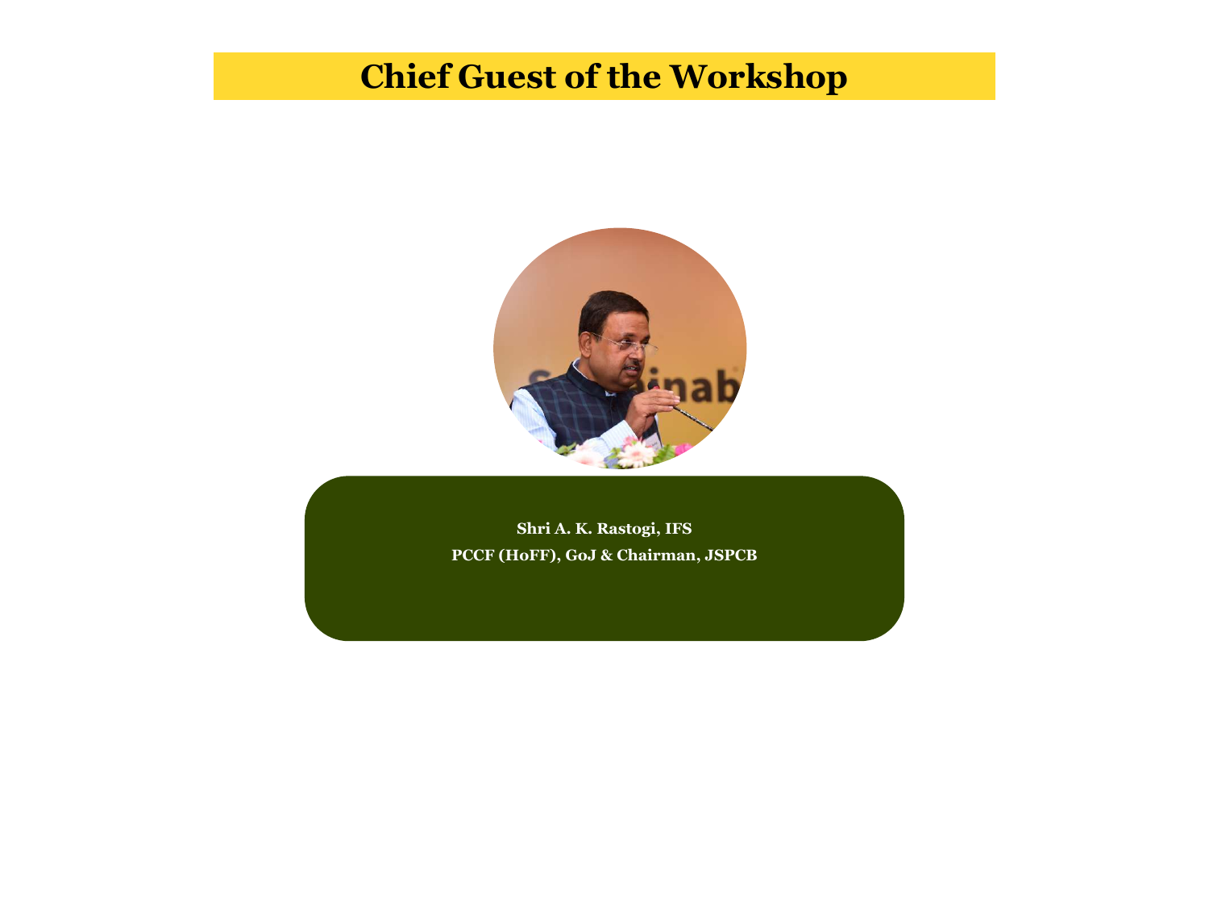# Chief Guest of the Workshop

**Shri A. K. Rastogi, IFS**

**PCCF (HoFF), GoJ & Chairman, JSPCB**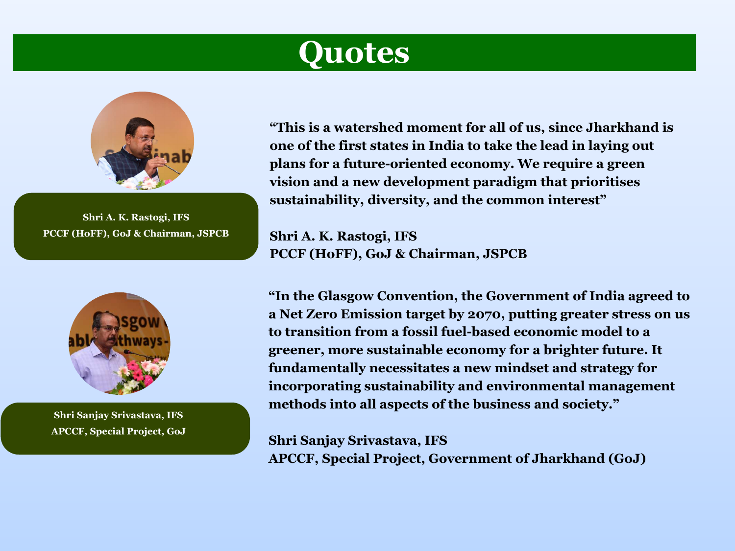# Quotes

**Shri A. K. Rastogi, IFS**
**PCCF (HoFF), GoJ & Chairman, JSPCB**

**"This is a watershed moment for all of us, since Jharkhand is one of the first states in India to take the lead in laying out plans for a future-oriented economy. We require a green vision and a new development paradigm that prioritises sustainability, diversity, and the common interest"**

**Shri A. K. Rastogi, IFS**
**PCCF (HoFF), GoJ & Chairman, JSPCB**

**Shri Sanjay Srivastava, IFS**
**APCCF, Special Project, GoJ**

**"In the Glasgow Convention, the Government of India agreed to a Net Zero Emission target by 2070, putting greater stress on us to transition from a fossil fuel-based economic model to a greener, more sustainable economy for a brighter future. It fundamentally necessitates a new mindset and strategy for incorporating sustainability and environmental management methods into all aspects of the business and society."**

**Shri Sanjay Srivastava, IFS**
**APCCF, Special Project, Government of Jharkhand (GoJ)**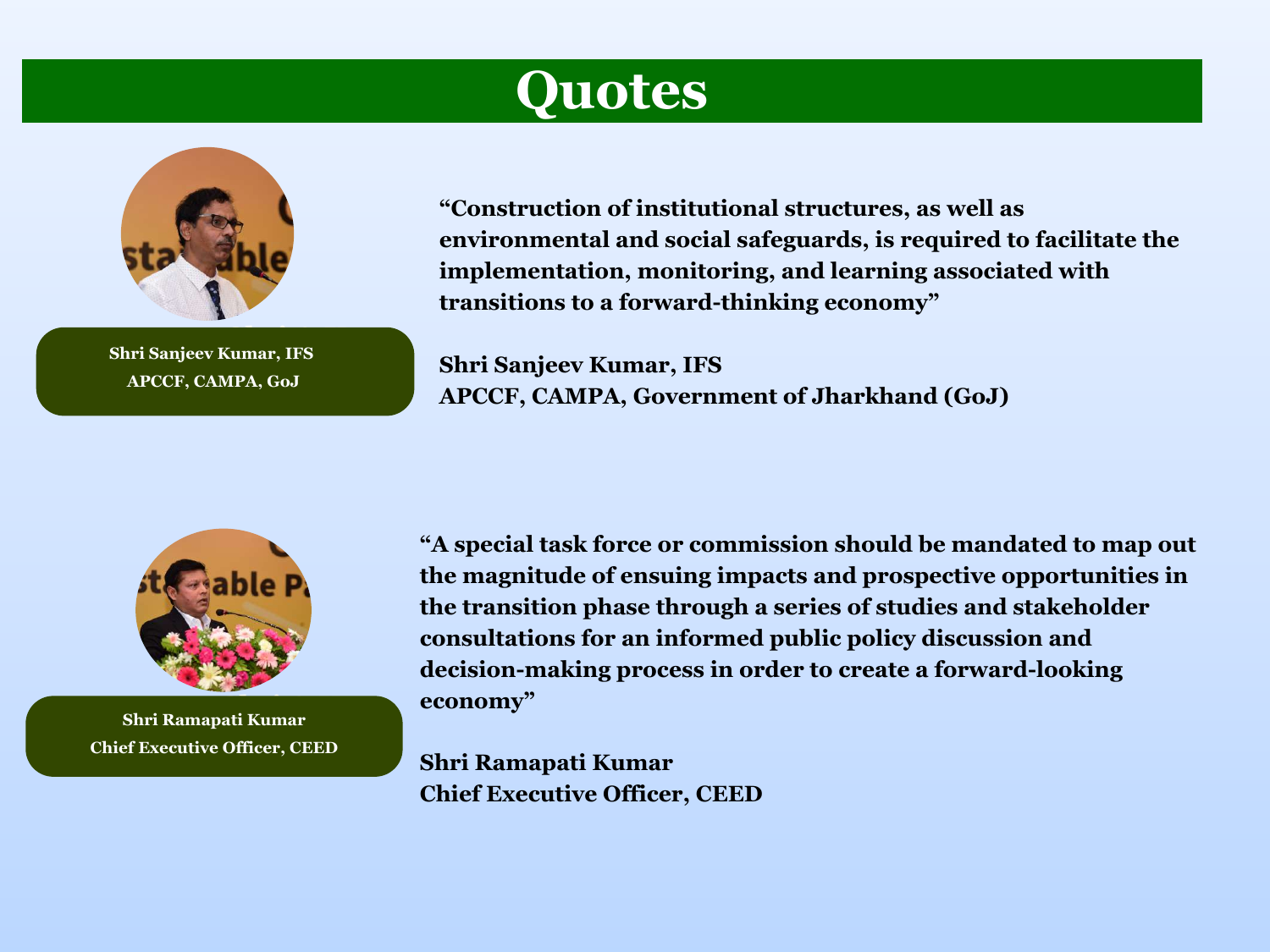# Quotes

Shri Sanjeev Kumar, IFS
APCCF, CAMPA, GoJ

**"Construction of institutional structures, as well as environmental and social safeguards, is required to facilitate the implementation, monitoring, and learning associated with transitions to a forward-thinking economy"**

**Shri Sanjeev Kumar, IFS**
**APCCF, CAMPA, Government of Jharkhand (GoJ)**

Shri Ramapati Kumar
Chief Executive Officer, CEED

**"A special task force or commission should be mandated to map out the magnitude of ensuing impacts and prospective opportunities in the transition phase through a series of studies and stakeholder consultations for an informed public policy discussion and decision-making process in order to create a forward-looking economy"**

**Shri Ramapati Kumar**
**Chief Executive Officer, CEED**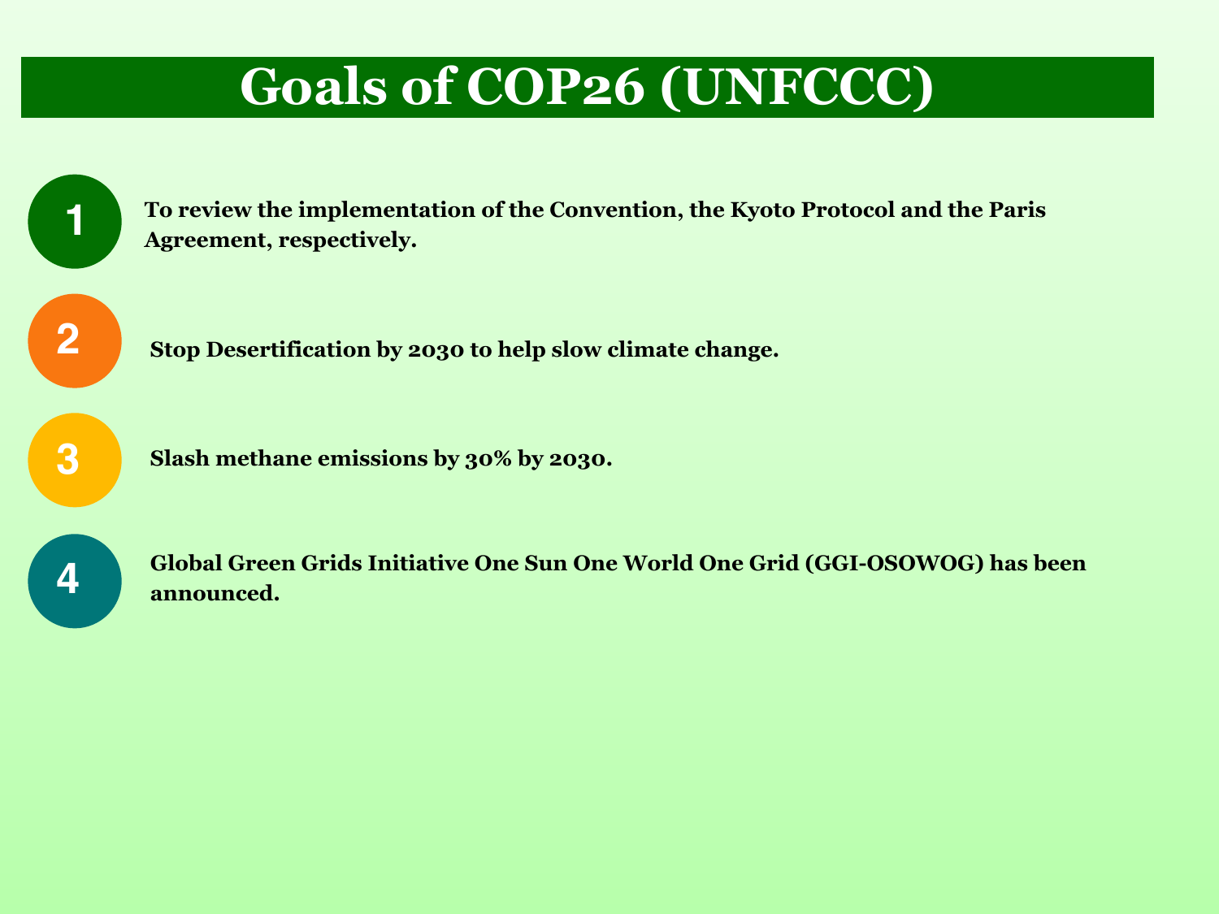# Goals of COP26 (UNFCCC)

1. **To review the implementation of the Convention, the Kyoto Protocol and the Paris Agreement, respectively.**
2. **Stop Desertification by 2030 to help slow climate change.**
3. **Slash methane emissions by 30% by 2030.**
4. **Global Green Grids Initiative One Sun One World One Grid (GGI-OSOWOG) has been announced.**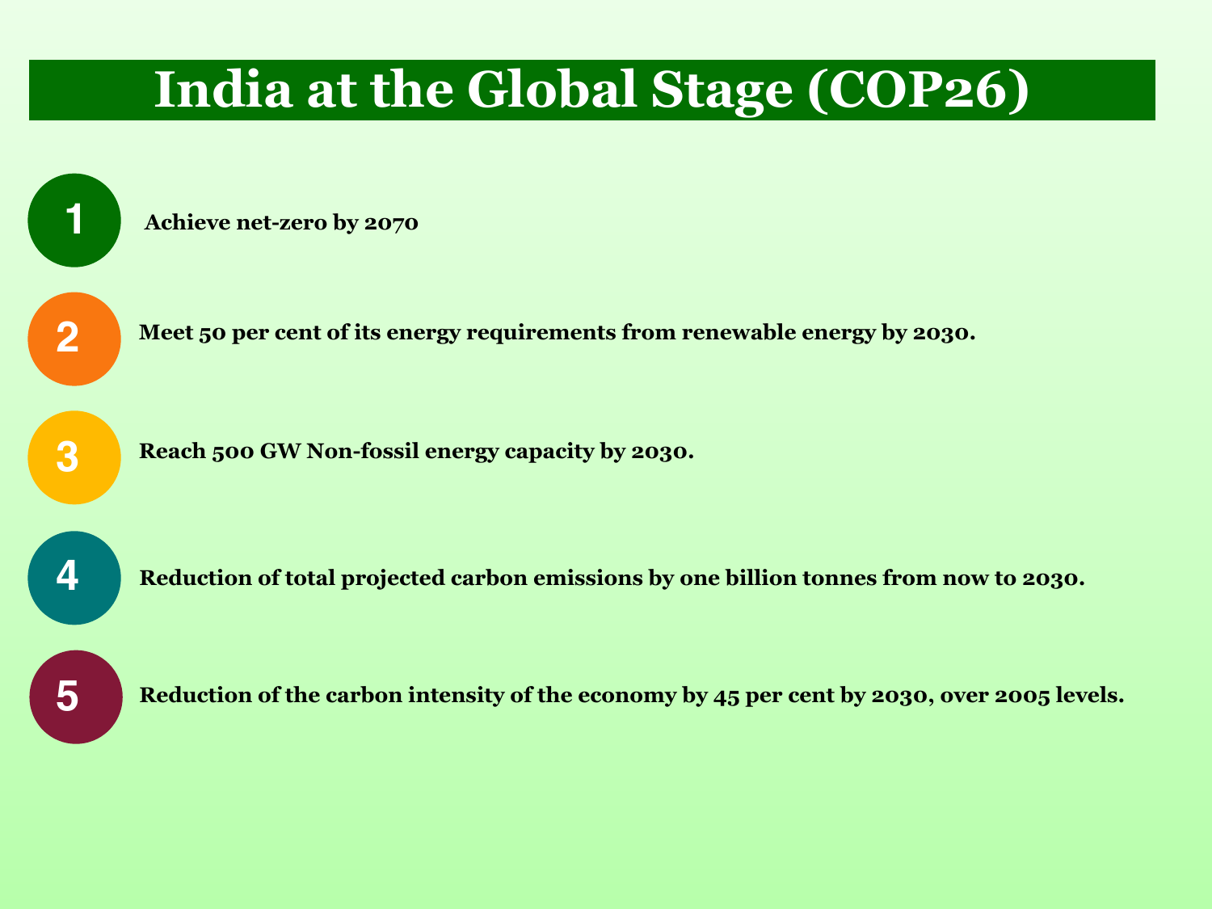# India at the Global Stage (COP26)

1. **Achieve net-zero by 2070**
2. **Meet 50 per cent of its energy requirements from renewable energy by 2030.**
3. **Reach 500 GW Non-fossil energy capacity by 2030.**
4. **Reduction of total projected carbon emissions by one billion tonnes from now to 2030.**
5. **Reduction of the carbon intensity of the economy by 45 per cent by 2030, over 2005 levels.**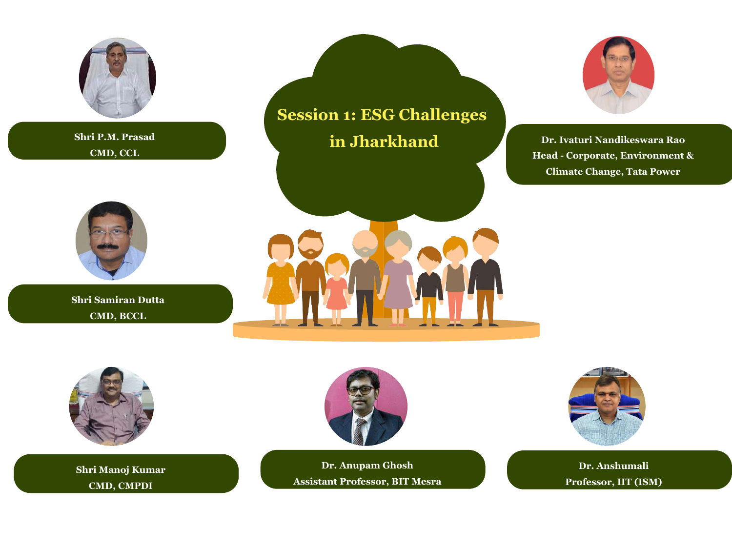# Session 1: ESG Challenges in Jharkhand

**Shri P.M. Prasad**
CMD, CCL

**Dr. Ivaturi Nandikeswara Rao**
Head - Corporate, Environment & Climate Change, Tata Power

**Shri Samiran Dutta**
CMD, BCCL

**Shri Manoj Kumar**
CMD, CMPDI

**Dr. Anupam Ghosh**
Assistant Professor, BIT Mesra

**Dr. Anshumali**
Professor, IIT (ISM)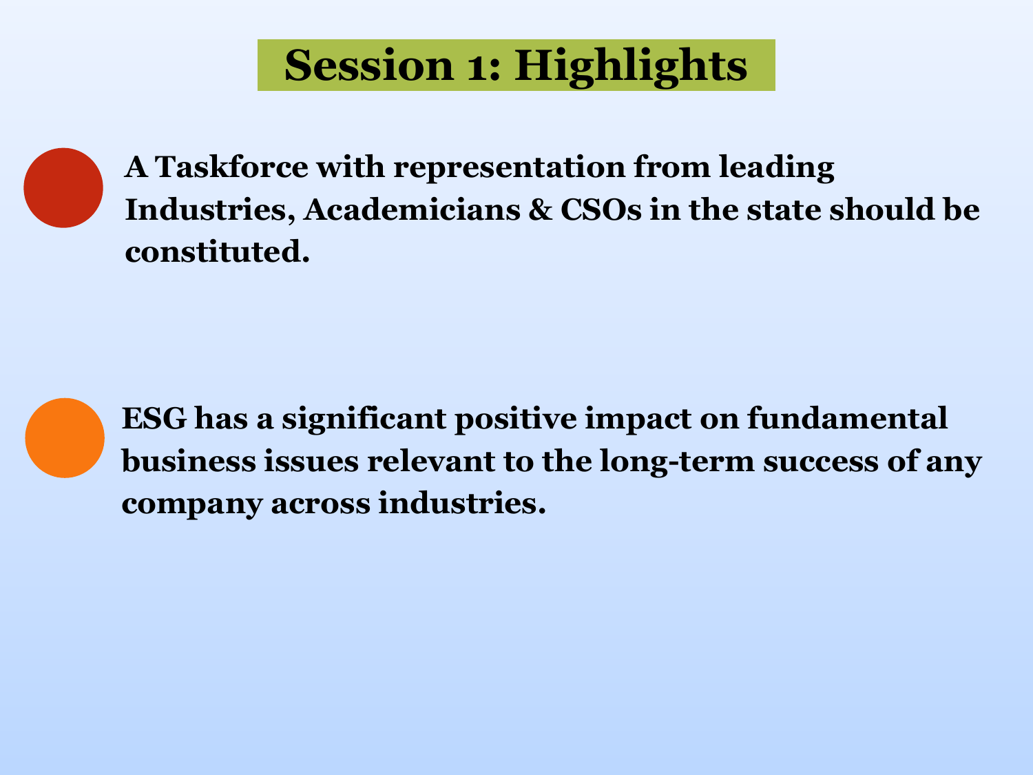# Session 1: Highlights

- **A Taskforce with representation from leading Industries, Academicians & CSOs in the state should be constituted.**

- **ESG has a significant positive impact on fundamental business issues relevant to the long-term success of any company across industries.**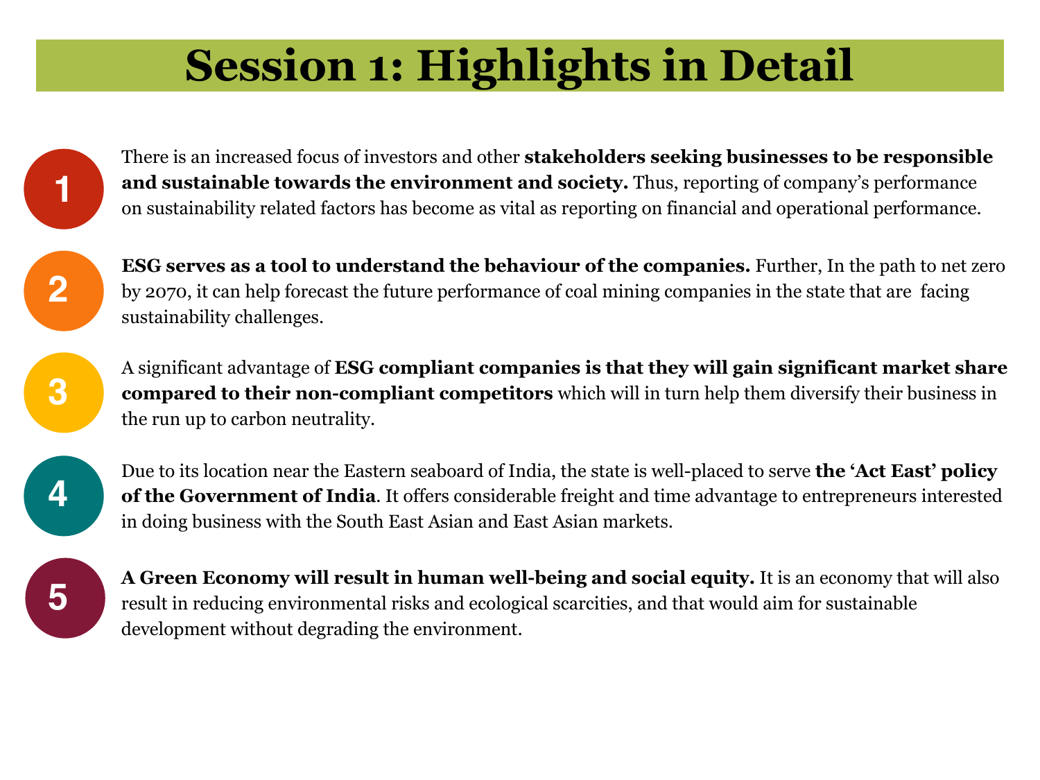# Session 1: Highlights in Detail

1. There is an increased focus of investors and other **stakeholders seeking businesses to be responsible and sustainable towards the environment and society.** Thus, reporting of company's performance on sustainability related factors has become as vital as reporting on financial and operational performance.

2. **ESG serves as a tool to understand the behaviour of the companies.** Further, In the path to net zero by 2070, it can help forecast the future performance of coal mining companies in the state that are facing sustainability challenges.

3. A significant advantage of **ESG compliant companies is that they will gain significant market share compared to their non-compliant competitors** which will in turn help them diversify their business in the run up to carbon neutrality.

4. Due to its location near the Eastern seaboard of India, the state is well-placed to serve **the 'Act East' policy of the Government of India**. It offers considerable freight and time advantage to entrepreneurs interested in doing business with the South East Asian and East Asian markets.

5. **A Green Economy will result in human well-being and social equity.** It is an economy that will also result in reducing environmental risks and ecological scarcities, and that would aim for sustainable development without degrading the environment.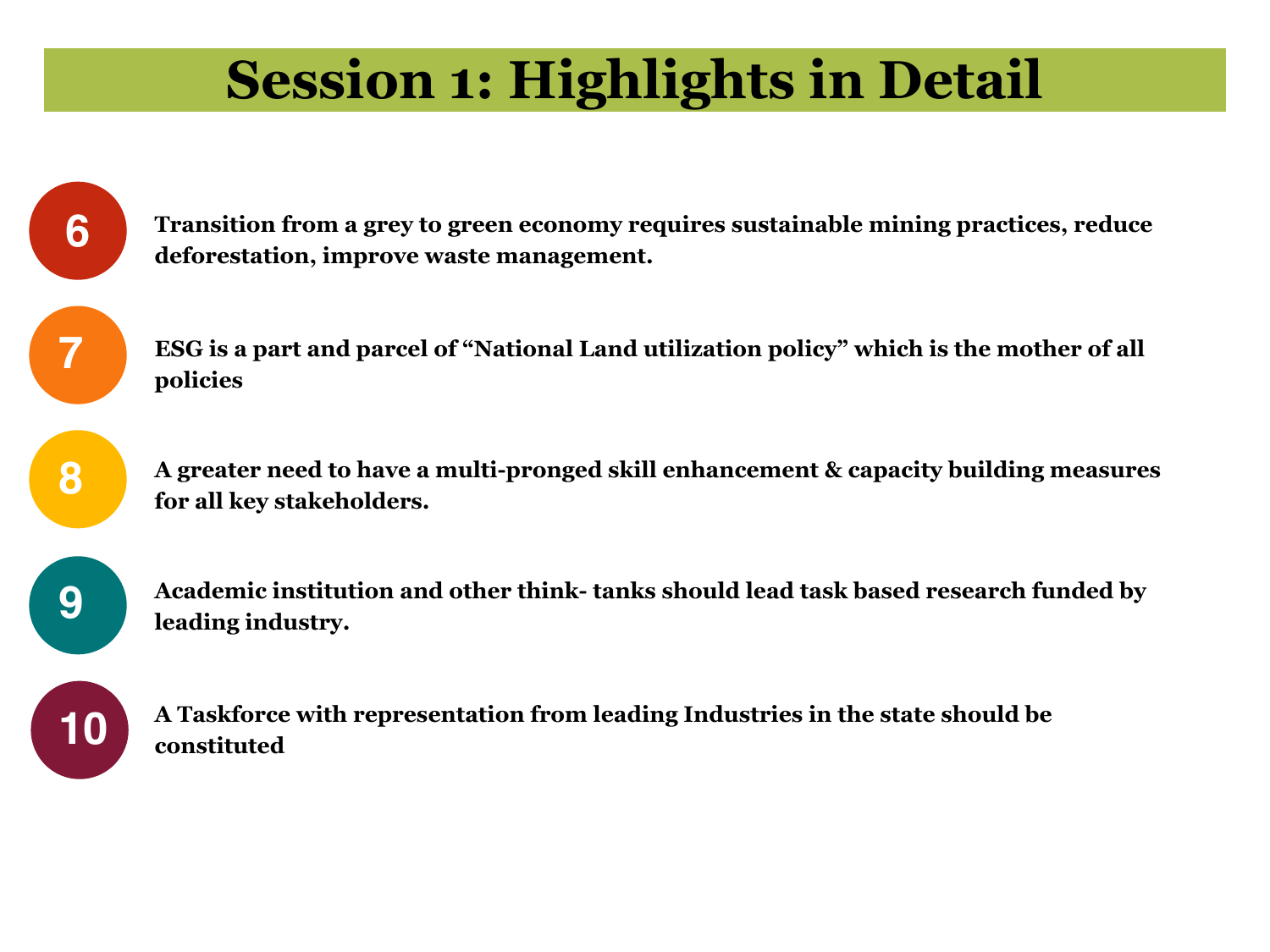# Session 1: Highlights in Detail

6. Transition from a grey to green economy requires sustainable mining practices, reduce deforestation, improve waste management.
7. ESG is a part and parcel of "National Land utilization policy" which is the mother of all policies
8. A greater need to have a multi-pronged skill enhancement & capacity building measures for all key stakeholders.
9. Academic institution and other think- tanks should lead task based research funded by leading industry.
10. A Taskforce with representation from leading Industries in the state should be constituted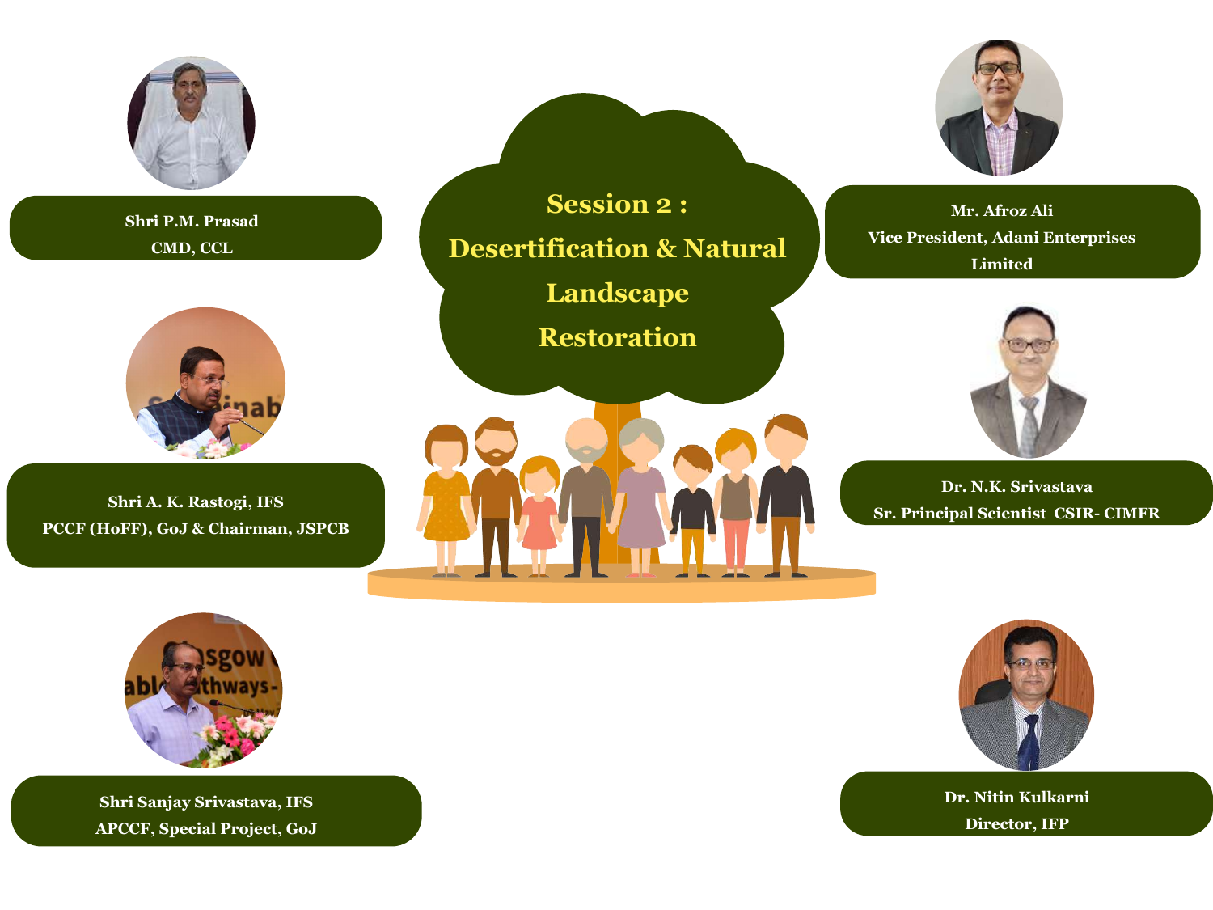# Session 2 : Desertification & Natural Landscape Restoration

**Shri P.M. Prasad**
CMD, CCL

**Shri A. K. Rastogi, IFS**
PCCF (HoFF), GoJ & Chairman, JSPCB

**Shri Sanjay Srivastava, IFS**
APCCF, Special Project, GoJ

**Mr. Afroz Ali**
Vice President, Adani Enterprises Limited

**Dr. N.K. Srivastava**
Sr. Principal Scientist CSIR- CIMFR

**Dr. Nitin Kulkarni**
Director, IFP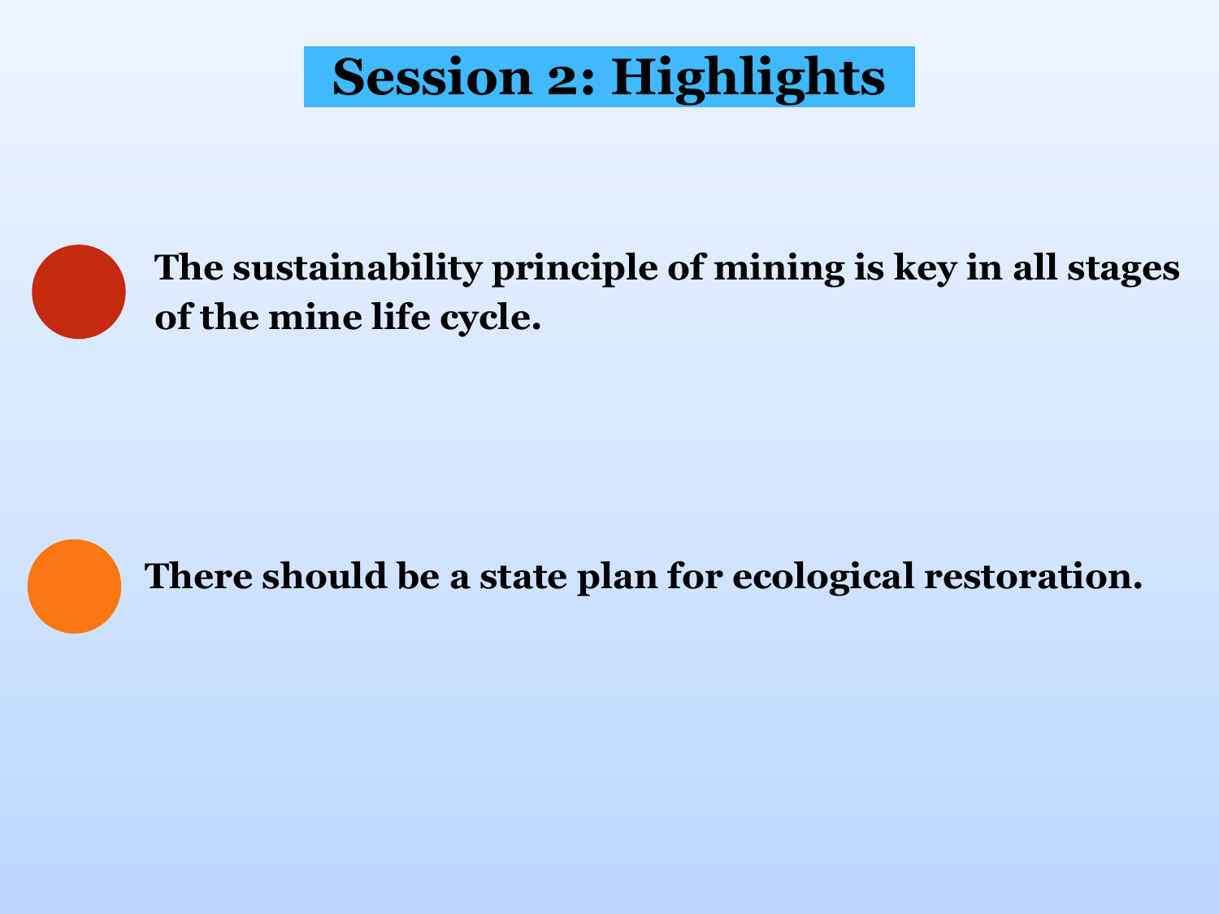# Session 2: Highlights

- **The sustainability principle of mining is key in all stages of the mine life cycle.**

- **There should be a state plan for ecological restoration.**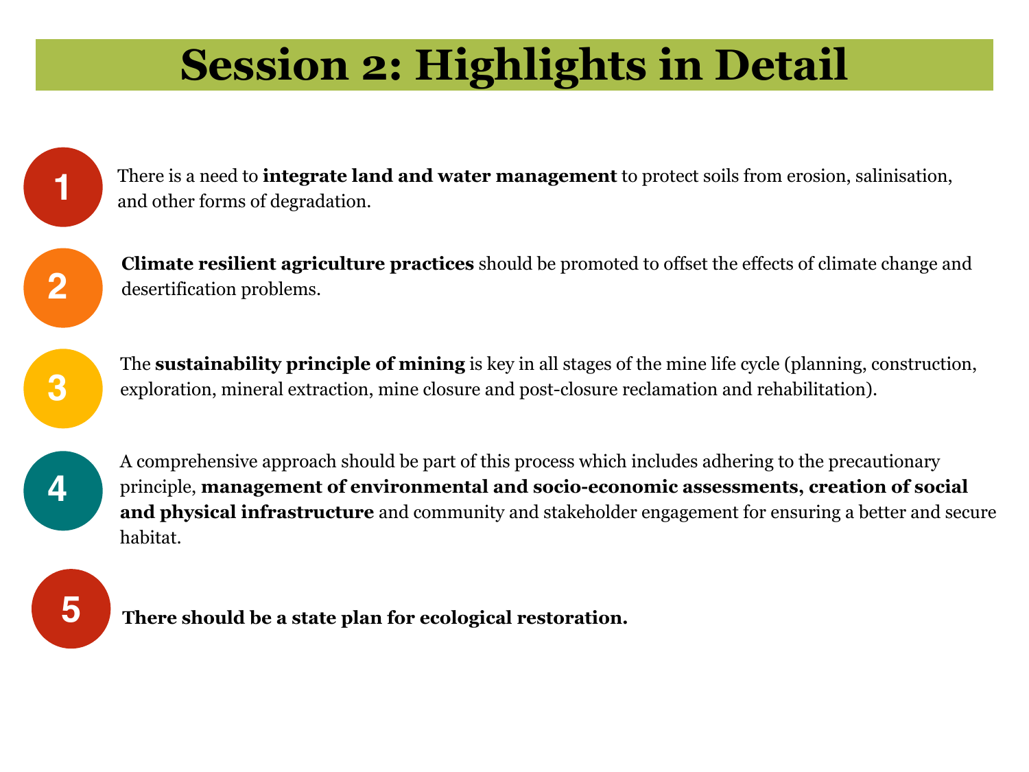# Session 2: Highlights in Detail

1. There is a need to **integrate land and water management** to protect soils from erosion, salinisation, and other forms of degradation.

2. **Climate resilient agriculture practices** should be promoted to offset the effects of climate change and desertification problems.

3. The **sustainability principle of mining** is key in all stages of the mine life cycle (planning, construction, exploration, mineral extraction, mine closure and post-closure reclamation and rehabilitation).

4. A comprehensive approach should be part of this process which includes adhering to the precautionary principle, **management of environmental and socio-economic assessments, creation of social and physical infrastructure** and community and stakeholder engagement for ensuring a better and secure habitat.

5. **There should be a state plan for ecological restoration.**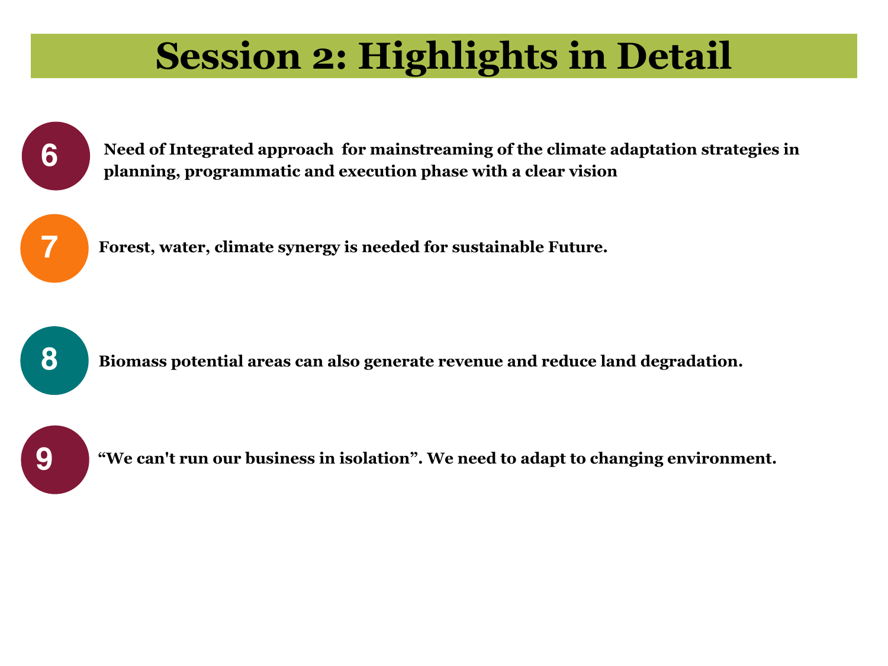# Session 2: Highlights in Detail

6. Need of Integrated approach for mainstreaming of the climate adaptation strategies in planning, programmatic and execution phase with a clear vision

7. Forest, water, climate synergy is needed for sustainable Future.

8. Biomass potential areas can also generate revenue and reduce land degradation.

9. "We can't run our business in isolation". We need to adapt to changing environment.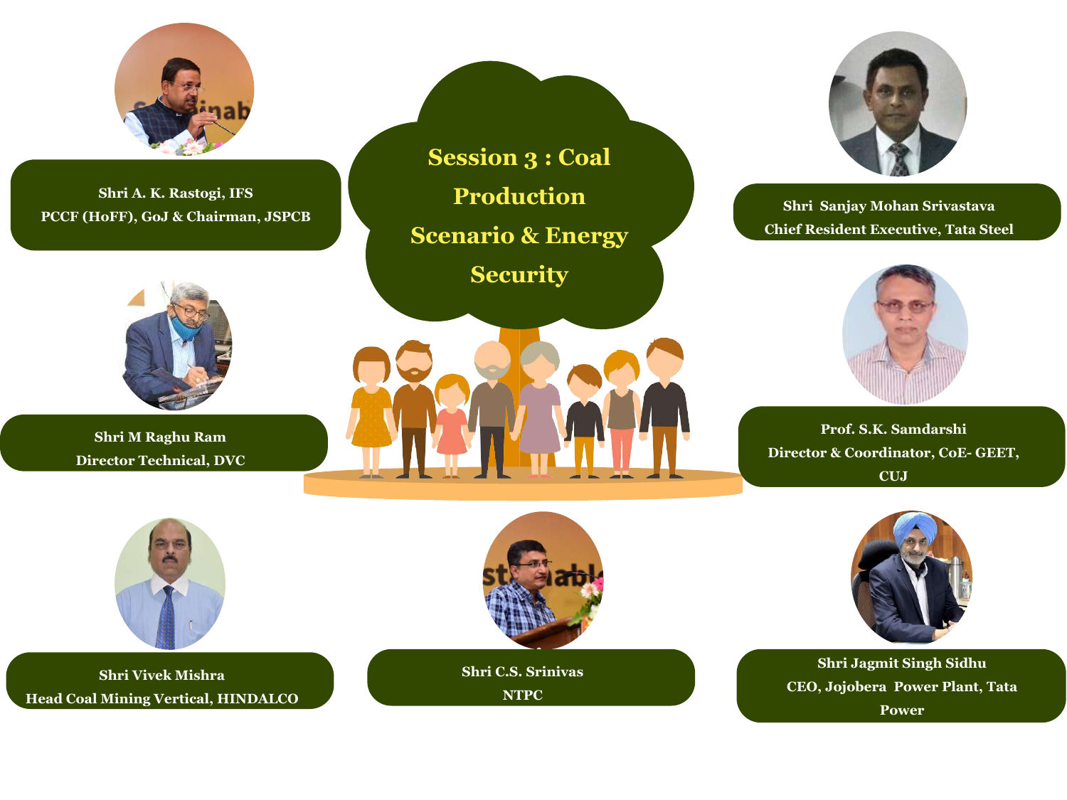# Session 3 : Coal Production Scenario & Energy Security

**Shri A. K. Rastogi, IFS**
**PCCF (HoFF), GoJ & Chairman, JSPCB**

**Shri Sanjay Mohan Srivastava**
**Chief Resident Executive, Tata Steel**

**Shri M Raghu Ram**
**Director Technical, DVC**

**Prof. S.K. Samdarshi**
**Director & Coordinator, CoE- GEET, CUJ**

**Shri Vivek Mishra**
**Head Coal Mining Vertical, HINDALCO**

**Shri C.S. Srinivas**
**NTPC**

**Shri Jagmit Singh Sidhu**
**CEO, Jojobera Power Plant, Tata Power**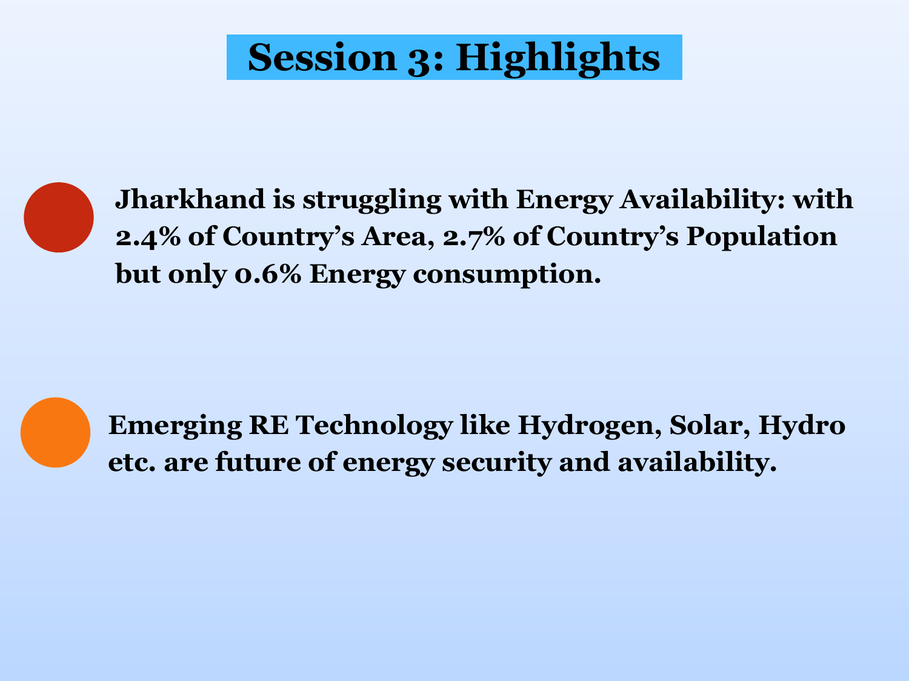# Session 3: Highlights

- **Jharkhand is struggling with Energy Availability: with 2.4% of Country's Area, 2.7% of Country's Population but only 0.6% Energy consumption.**

- **Emerging RE Technology like Hydrogen, Solar, Hydro etc. are future of energy security and availability.**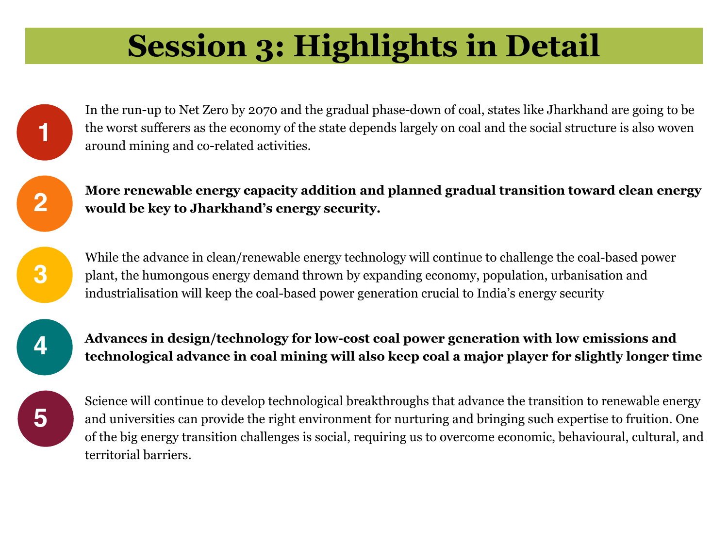# Session 3: Highlights in Detail

1. In the run-up to Net Zero by 2070 and the gradual phase-down of coal, states like Jharkhand are going to be the worst sufferers as the economy of the state depends largely on coal and the social structure is also woven around mining and co-related activities.

2. **More renewable energy capacity addition and planned gradual transition toward clean energy would be key to Jharkhand's energy security.**

3. While the advance in clean/renewable energy technology will continue to challenge the coal-based power plant, the humongous energy demand thrown by expanding economy, population, urbanisation and industrialisation will keep the coal-based power generation crucial to India's energy security

4. **Advances in design/technology for low-cost coal power generation with low emissions and technological advance in coal mining will also keep coal a major player for slightly longer time**

5. Science will continue to develop technological breakthroughs that advance the transition to renewable energy and universities can provide the right environment for nurturing and bringing such expertise to fruition. One of the big energy transition challenges is social, requiring us to overcome economic, behavioural, cultural, and territorial barriers.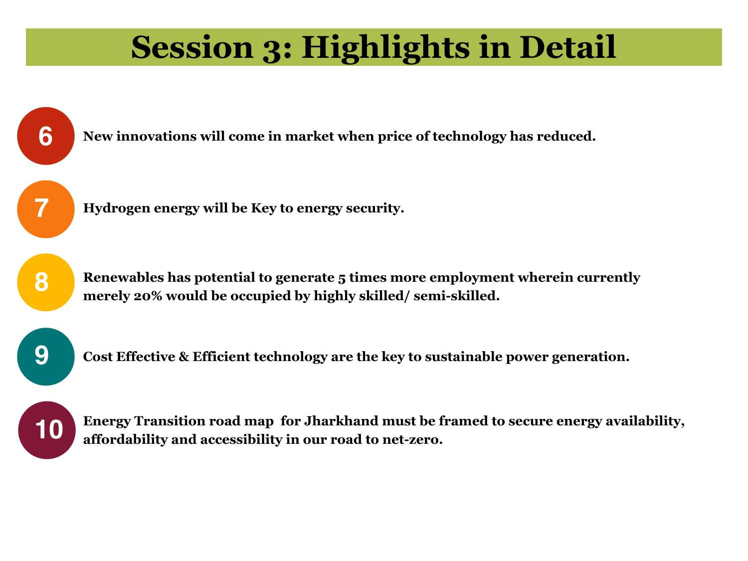# Session 3: Highlights in Detail

6. New innovations will come in market when price of technology has reduced.

7. Hydrogen energy will be Key to energy security.

8. Renewables has potential to generate 5 times more employment wherein currently merely 20% would be occupied by highly skilled/ semi-skilled.

9. Cost Effective & Efficient technology are the key to sustainable power generation.

10. Energy Transition road map for Jharkhand must be framed to secure energy availability, affordability and accessibility in our road to net-zero.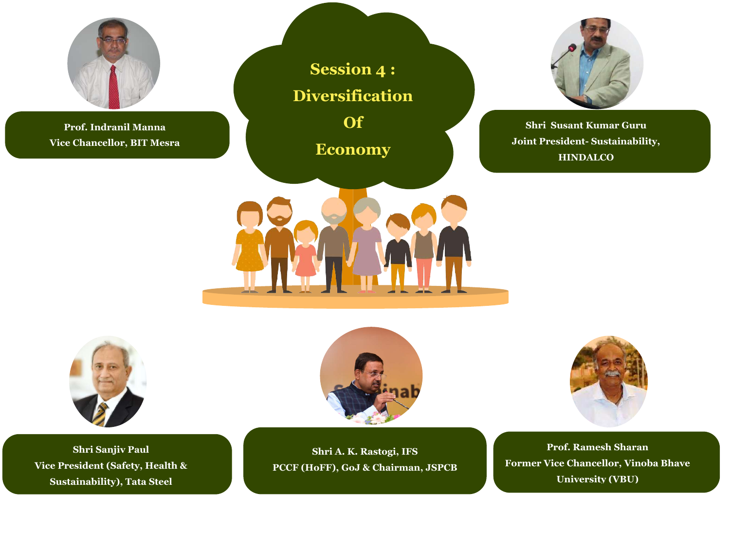# Session 4 : Diversification Of Economy

**Prof. Indranil Manna**
Vice Chancellor, BIT Mesra

**Shri Susant Kumar Guru**
Joint President- Sustainability, HINDALCO

**Shri Sanjiv Paul**
Vice President (Safety, Health & Sustainability), Tata Steel

**Shri A. K. Rastogi, IFS**
PCCF (HoFF), GoJ & Chairman, JSPCB

**Prof. Ramesh Sharan**
Former Vice Chancellor, Vinoba Bhave University (VBU)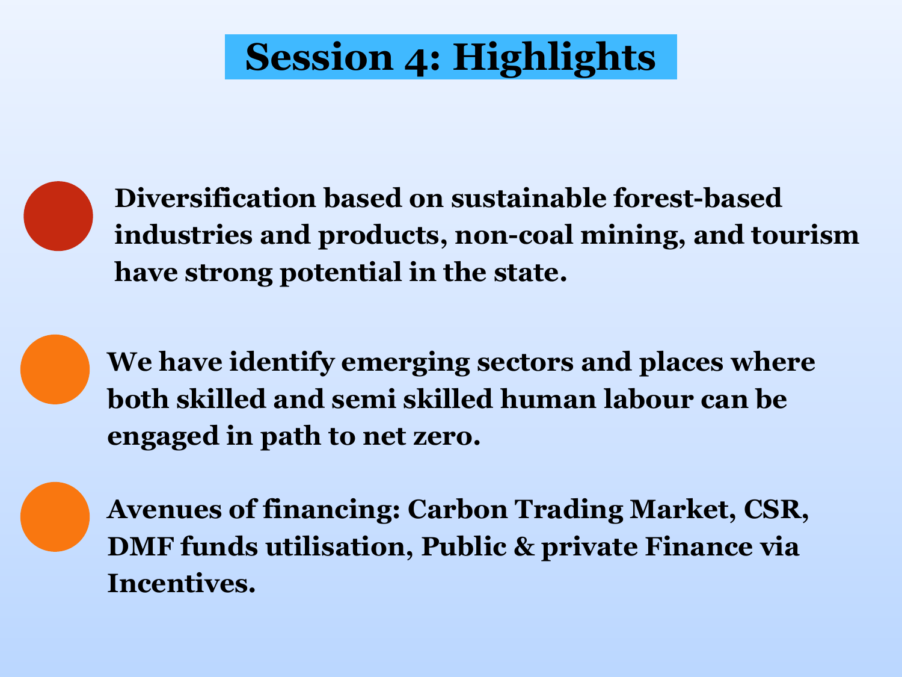# Session 4: Highlights

- Diversification based on sustainable forest-based industries and products, non-coal mining, and tourism have strong potential in the state.

- We have identify emerging sectors and places where both skilled and semi skilled human labour can be engaged in path to net zero.

- Avenues of financing: Carbon Trading Market, CSR, DMF funds utilisation, Public & private Finance via Incentives.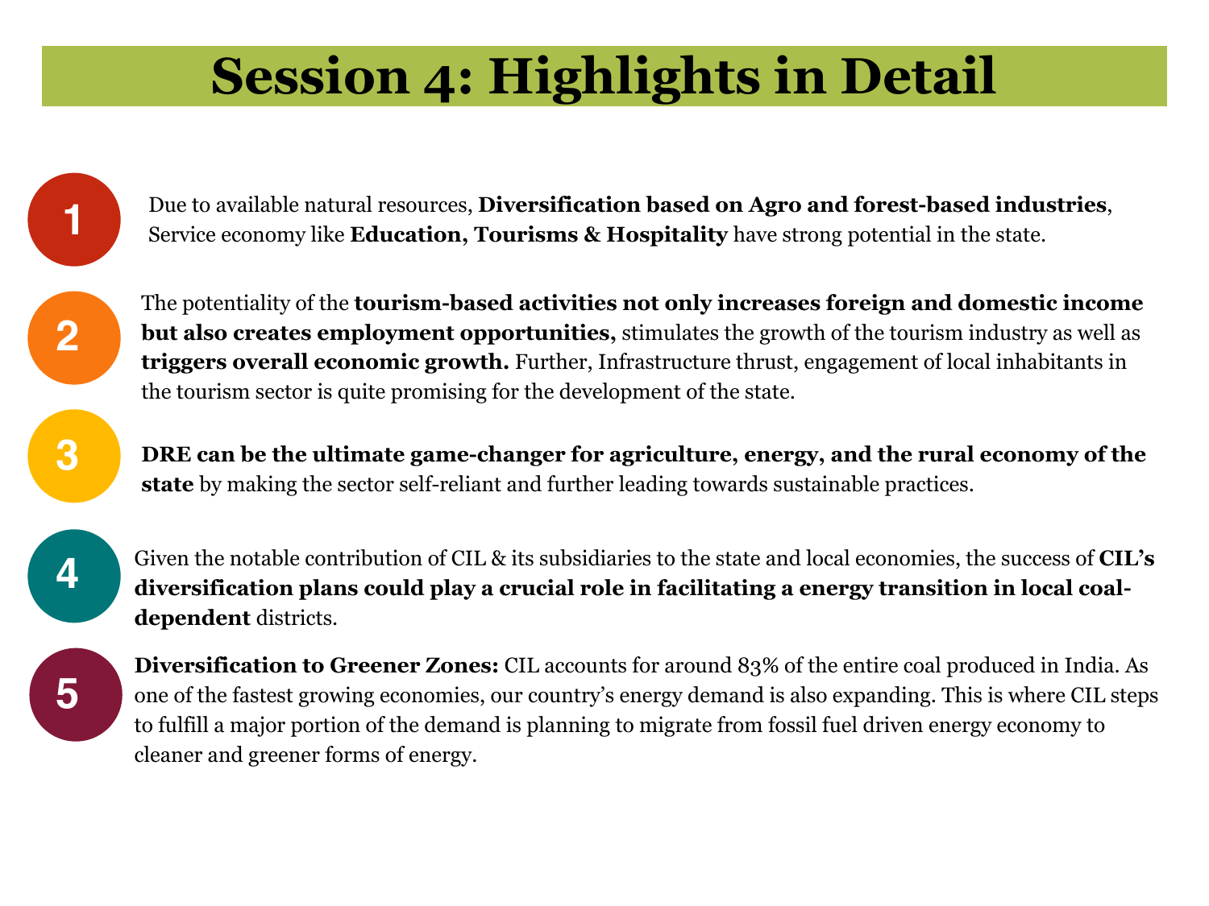# Session 4: Highlights in Detail

1. Due to available natural resources, **Diversification based on Agro and forest-based industries**, Service economy like **Education, Tourisms & Hospitality** have strong potential in the state.

2. The potentiality of the **tourism-based activities not only increases foreign and domestic income but also creates employment opportunities,** stimulates the growth of the tourism industry as well as **triggers overall economic growth.** Further, Infrastructure thrust, engagement of local inhabitants in the tourism sector is quite promising for the development of the state.

3. **DRE can be the ultimate game-changer for agriculture, energy, and the rural economy of the state** by making the sector self-reliant and further leading towards sustainable practices.

4. Given the notable contribution of CIL & its subsidiaries to the state and local economies, the success of **CIL's diversification plans could play a crucial role in facilitating a energy transition in local coal-dependent** districts.

5. **Diversification to Greener Zones:** CIL accounts for around 83% of the entire coal produced in India. As one of the fastest growing economies, our country's energy demand is also expanding. This is where CIL steps to fulfill a major portion of the demand is planning to migrate from fossil fuel driven energy economy to cleaner and greener forms of energy.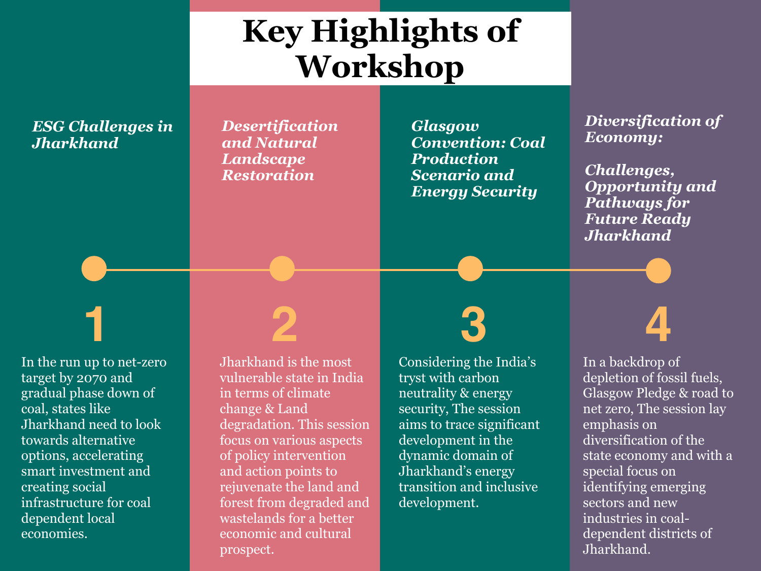# Key Highlights of Workshop

## 1. *ESG Challenges in Jharkhand*

In the run up to net-zero target by 2070 and gradual phase down of coal, states like Jharkhand need to look towards alternative options, accelerating smart investment and creating social infrastructure for coal dependent local economies.

## 2. *Desertification and Natural Landscape Restoration*

Jharkhand is the most vulnerable state in India in terms of climate change & Land degradation. This session focus on various aspects of policy intervention and action points to rejuvenate the land and forest from degraded and wastelands for a better economic and cultural prospect.

## 3. *Glasgow Convention: Coal Production Scenario and Energy Security*

Considering the India's tryst with carbon neutrality & energy security, The session aims to trace significant development in the dynamic domain of Jharkhand's energy transition and inclusive development.

## 4. *Diversification of Economy: Challenges, Opportunity and Pathways for Future Ready Jharkhand*

In a backdrop of depletion of fossil fuels, Glasgow Pledge & road to net zero, The session lay emphasis on diversification of the state economy and with a special focus on identifying emerging sectors and new industries in coal-dependent districts of Jharkhand.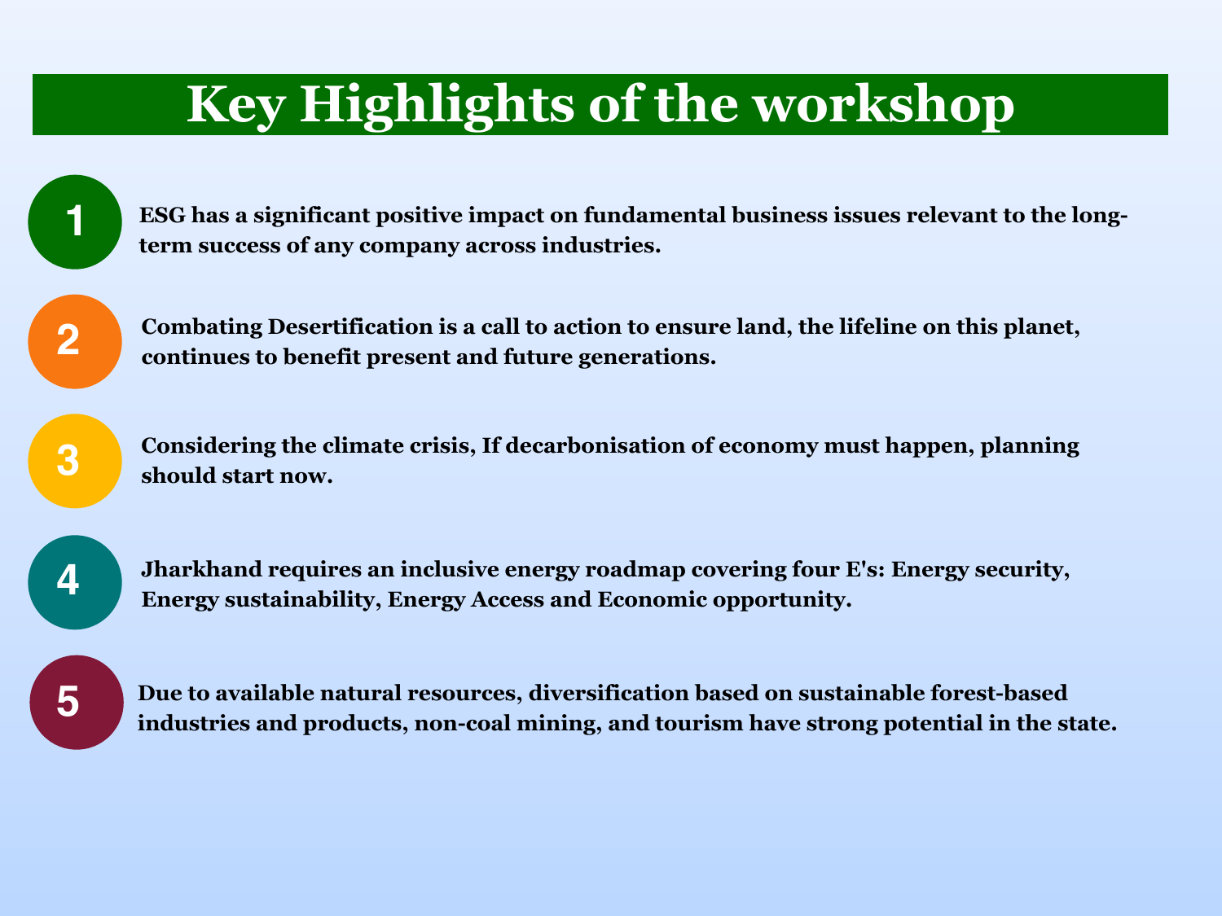# Key Highlights of the workshop

1. ESG has a significant positive impact on fundamental business issues relevant to the long-term success of any company across industries.

2. Combating Desertification is a call to action to ensure land, the lifeline on this planet, continues to benefit present and future generations.

3. Considering the climate crisis, If decarbonisation of economy must happen, planning should start now.

4. Jharkhand requires an inclusive energy roadmap covering four E's: Energy security, Energy sustainability, Energy Access and Economic opportunity.

5. Due to available natural resources, diversification based on sustainable forest-based industries and products, non-coal mining, and tourism have strong potential in the state.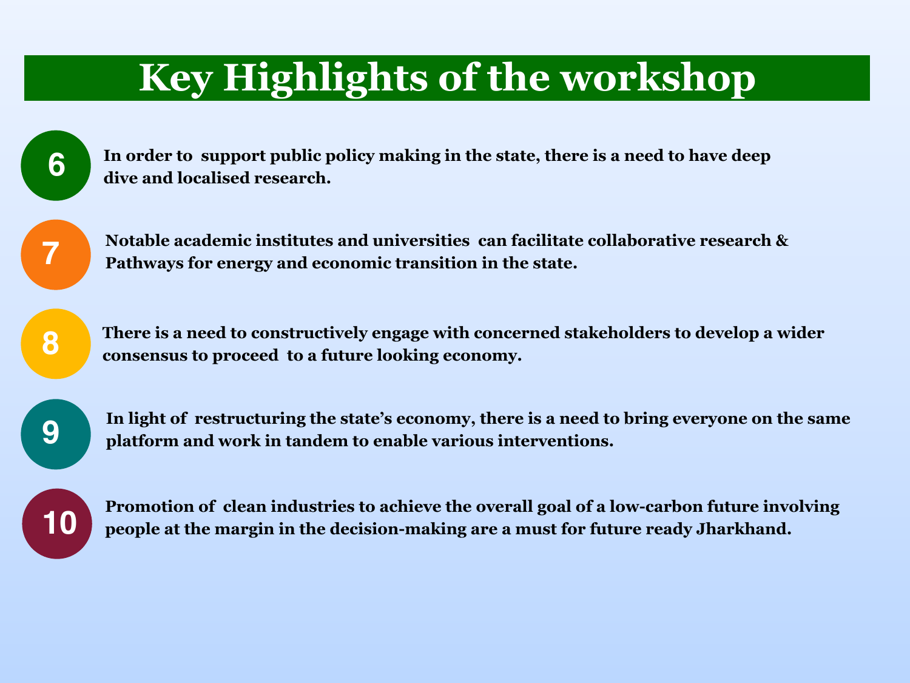# Key Highlights of the workshop

6. In order to support public policy making in the state, there is a need to have deep dive and localised research.

7. Notable academic institutes and universities can facilitate collaborative research & Pathways for energy and economic transition in the state.

8. There is a need to constructively engage with concerned stakeholders to develop a wider consensus to proceed to a future looking economy.

9. In light of restructuring the state's economy, there is a need to bring everyone on the same platform and work in tandem to enable various interventions.

10. Promotion of clean industries to achieve the overall goal of a low-carbon future involving people at the margin in the decision-making are a must for future ready Jharkhand.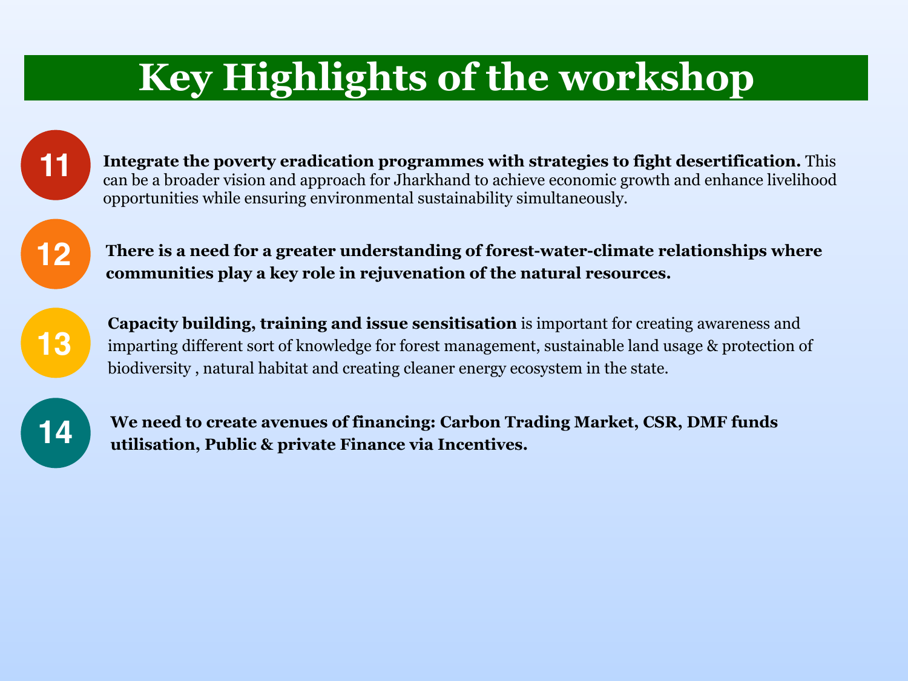# Key Highlights of the workshop

11. **Integrate the poverty eradication programmes with strategies to fight desertification.** This can be a broader vision and approach for Jharkhand to achieve economic growth and enhance livelihood opportunities while ensuring environmental sustainability simultaneously.

12. **There is a need for a greater understanding of forest-water-climate relationships where communities play a key role in rejuvenation of the natural resources.**

13. **Capacity building, training and issue sensitisation** is important for creating awareness and imparting different sort of knowledge for forest management, sustainable land usage & protection of biodiversity , natural habitat and creating cleaner energy ecosystem in the state.

14. **We need to create avenues of financing: Carbon Trading Market, CSR, DMF funds utilisation, Public & private Finance via Incentives.**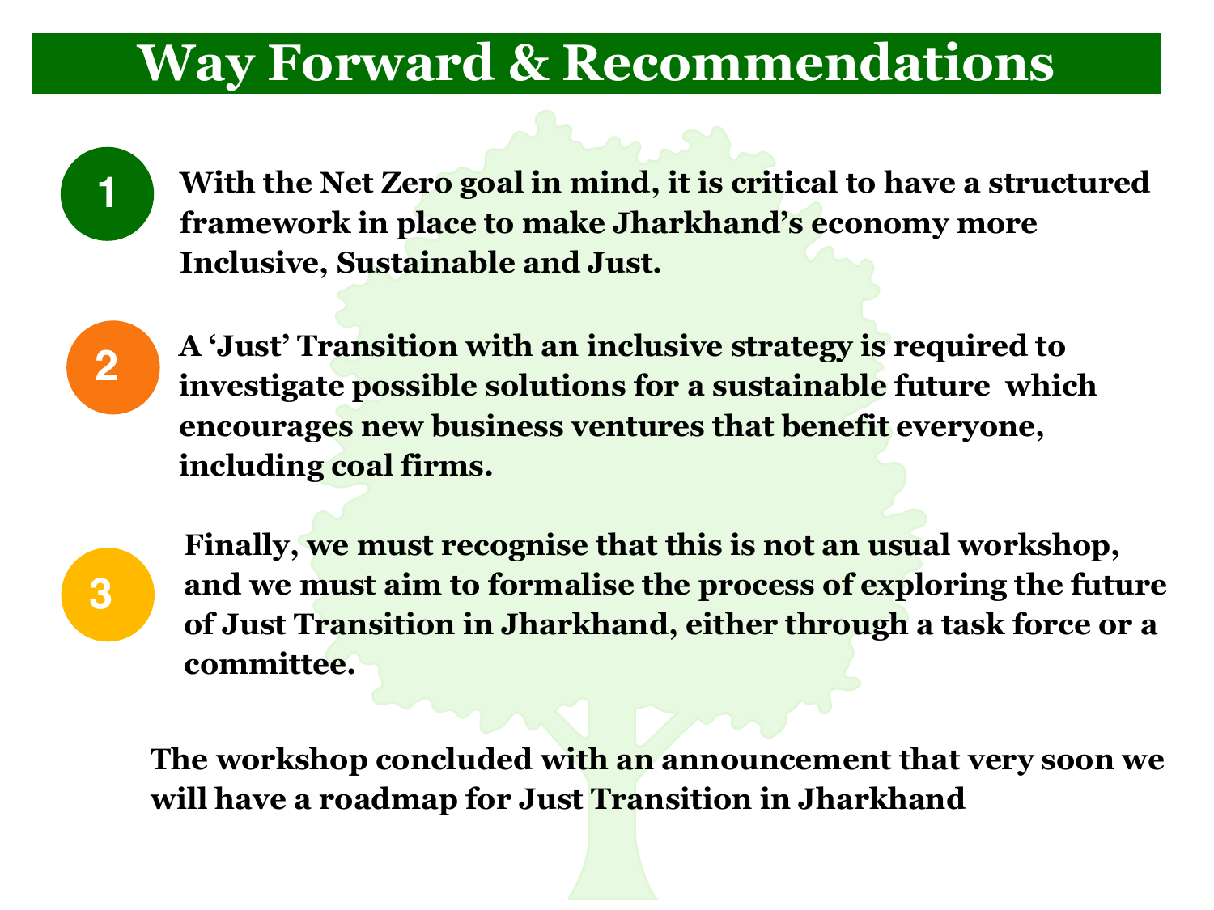# Way Forward & Recommendations

1. **With the Net Zero goal in mind, it is critical to have a structured framework in place to make Jharkhand's economy more Inclusive, Sustainable and Just.**

2. **A 'Just' Transition with an inclusive strategy is required to investigate possible solutions for a sustainable future which encourages new business ventures that benefit everyone, including coal firms.**

3. **Finally, we must recognise that this is not an usual workshop, and we must aim to formalise the process of exploring the future of Just Transition in Jharkhand, either through a task force or a committee.**

**The workshop concluded with an announcement that very soon we will have a roadmap for Just Transition in Jharkhand**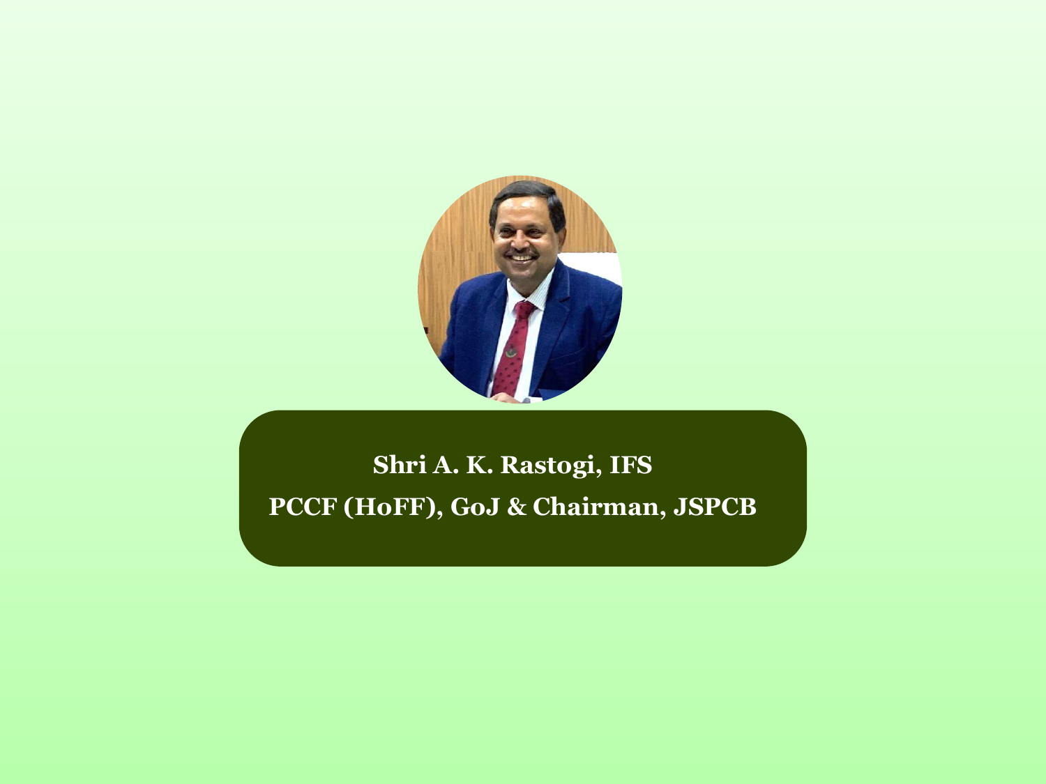**Shri A. K. Rastogi, IFS**

**PCCF (HoFF), GoJ & Chairman, JSPCB**